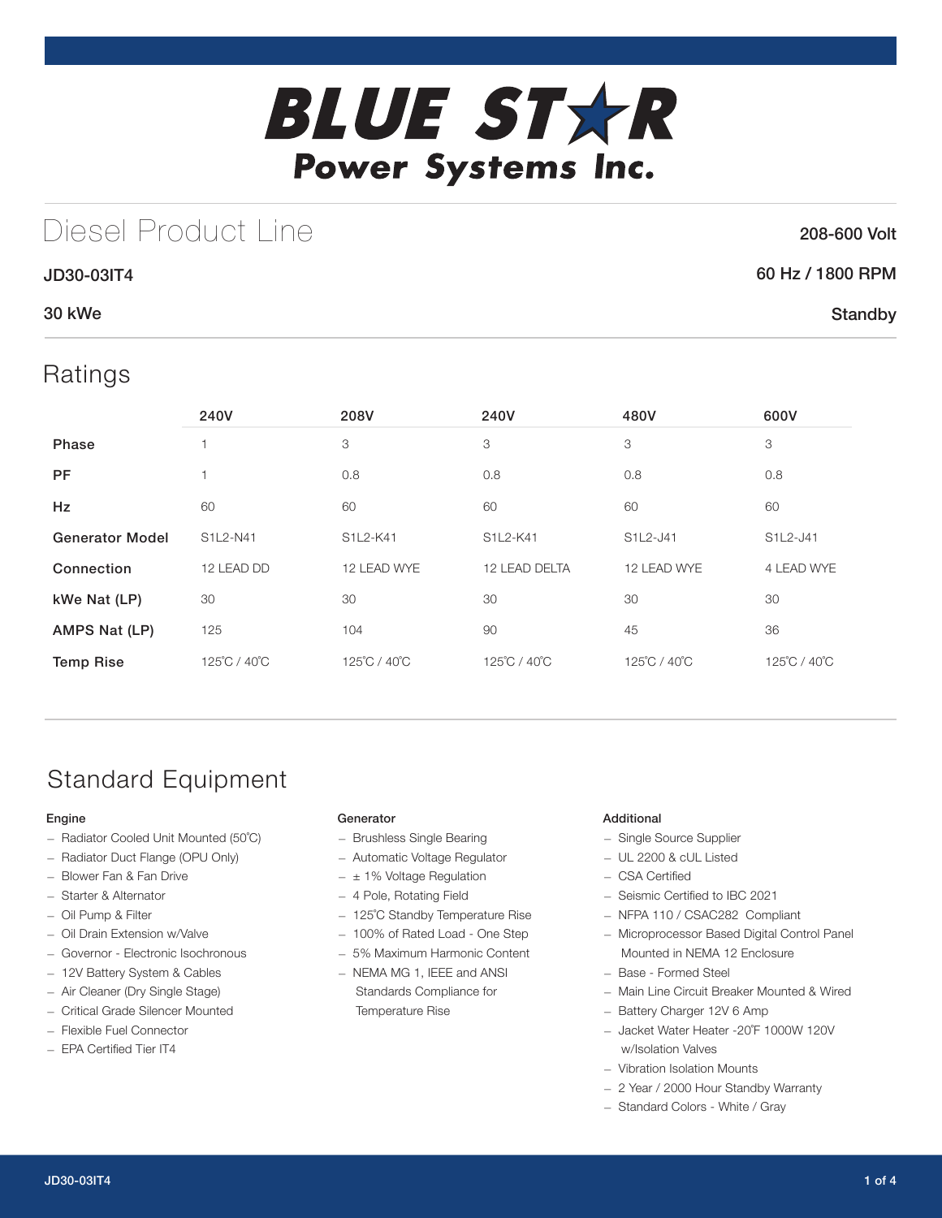# BLUE STAR

## Power Systems Inc.

# Diesel Product Line

**208-600 Volt**

**JD30-03IT4**

**60 Hz / 1800 RPM**

**30 kWe**

**Standby**

## Ratings

| | 240V | 208V | 240V | 480V | 600V |
|---|---|---|---|---|---|
| **Phase** | 1 | 3 | 3 | 3 | 3 |
| **PF** | 1 | 0.8 | 0.8 | 0.8 | 0.8 |
| **Hz** | 60 | 60 | 60 | 60 | 60 |
| **Generator Model** | S1L2-N41 | S1L2-K41 | S1L2-K41 | S1L2-J41 | S1L2-J41 |
| **Connection** | 12 LEAD DD | 12 LEAD WYE | 12 LEAD DELTA | 12 LEAD WYE | 4 LEAD WYE |
| **kWe Nat (LP)** | 30 | 30 | 30 | 30 | 30 |
| **AMPS Nat (LP)** | 125 | 104 | 90 | 45 | 36 |
| **Temp Rise** | 125˚C / 40˚C | 125˚C / 40˚C | 125˚C / 40˚C | 125˚C / 40˚C | 125˚C / 40˚C |

## Standard Equipment

### Engine

- Radiator Cooled Unit Mounted (50˚C)
- Radiator Duct Flange (OPU Only)
- Blower Fan & Fan Drive
- Starter & Alternator
- Oil Pump & Filter
- Oil Drain Extension w/Valve
- Governor - Electronic Isochronous
- 12V Battery System & Cables
- Air Cleaner (Dry Single Stage)
- Critical Grade Silencer Mounted
- Flexible Fuel Connector
- EPA Certified Tier IT4

### Generator

- Brushless Single Bearing
- Automatic Voltage Regulator
- ± 1% Voltage Regulation
- 4 Pole, Rotating Field
- 125˚C Standby Temperature Rise
- 100% of Rated Load - One Step
- 5% Maximum Harmonic Content
- NEMA MG 1, IEEE and ANSI Standards Compliance for Temperature Rise

### Additional

- Single Source Supplier
- UL 2200 & cUL Listed
- CSA Certified
- Seismic Certified to IBC 2021
- NFPA 110 / CSAC282 Compliant
- Microprocessor Based Digital Control Panel Mounted in NEMA 12 Enclosure
- Base - Formed Steel
- Main Line Circuit Breaker Mounted & Wired
- Battery Charger 12V 6 Amp
- Jacket Water Heater -20˚F 1000W 120V w/Isolation Valves
- Vibration Isolation Mounts
- 2 Year / 2000 Hour Standby Warranty
- Standard Colors - White / Gray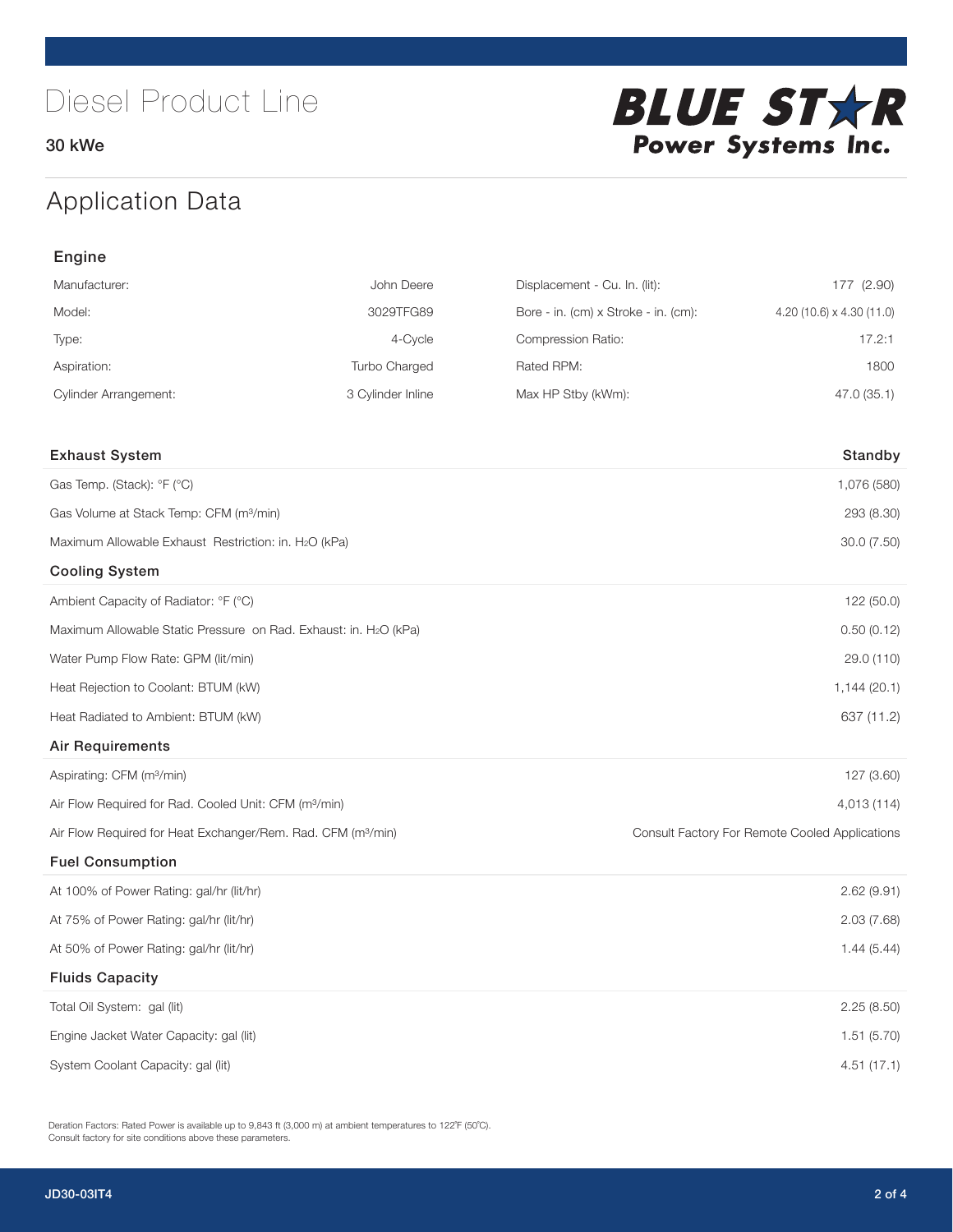# Diesel Product Line

30 kWe

**BLUE STAR Power Systems Inc.**

## Application Data

### Engine

| | | | |
|---|---|---|---|
| Manufacturer: | John Deere | Displacement - Cu. In. (lit): | 177 (2.90) |
| Model: | 3029TFG89 | Bore - in. (cm) x Stroke - in. (cm): | 4.20 (10.6) x 4.30 (11.0) |
| Type: | 4-Cycle | Compression Ratio: | 17.2:1 |
| Aspiration: | Turbo Charged | Rated RPM: | 1800 |
| Cylinder Arrangement: | 3 Cylinder Inline | Max HP Stby (kWm): | 47.0 (35.1) |

| Exhaust System | Standby |
|---|---|
| Gas Temp. (Stack): °F (°C) | 1,076 (580) |
| Gas Volume at Stack Temp: CFM (m³/min) | 293 (8.30) |
| Maximum Allowable Exhaust Restriction: in. $H_2O$ (kPa) | 30.0 (7.50) |
| **Cooling System** | |
| Ambient Capacity of Radiator: °F (°C) | 122 (50.0) |
| Maximum Allowable Static Pressure on Rad. Exhaust: in. $H_2O$ (kPa) | 0.50 (0.12) |
| Water Pump Flow Rate: GPM (lit/min) | 29.0 (110) |
| Heat Rejection to Coolant: BTUM (kW) | 1,144 (20.1) |
| Heat Radiated to Ambient: BTUM (kW) | 637 (11.2) |
| **Air Requirements** | |
| Aspirating: CFM (m³/min) | 127 (3.60) |
| Air Flow Required for Rad. Cooled Unit: CFM (m³/min) | 4,013 (114) |
| Air Flow Required for Heat Exchanger/Rem. Rad. CFM (m³/min) | Consult Factory For Remote Cooled Applications |
| **Fuel Consumption** | |
| At 100% of Power Rating: gal/hr (lit/hr) | 2.62 (9.91) |
| At 75% of Power Rating: gal/hr (lit/hr) | 2.03 (7.68) |
| At 50% of Power Rating: gal/hr (lit/hr) | 1.44 (5.44) |
| **Fluids Capacity** | |
| Total Oil System: gal (lit) | 2.25 (8.50) |
| Engine Jacket Water Capacity: gal (lit) | 1.51 (5.70) |
| System Coolant Capacity: gal (lit) | 4.51 (17.1) |

Deration Factors: Rated Power is available up to 9,843 ft (3,000 m) at ambient temperatures to 122°F (50°C).
Consult factory for site conditions above these parameters.

JD30-03IT4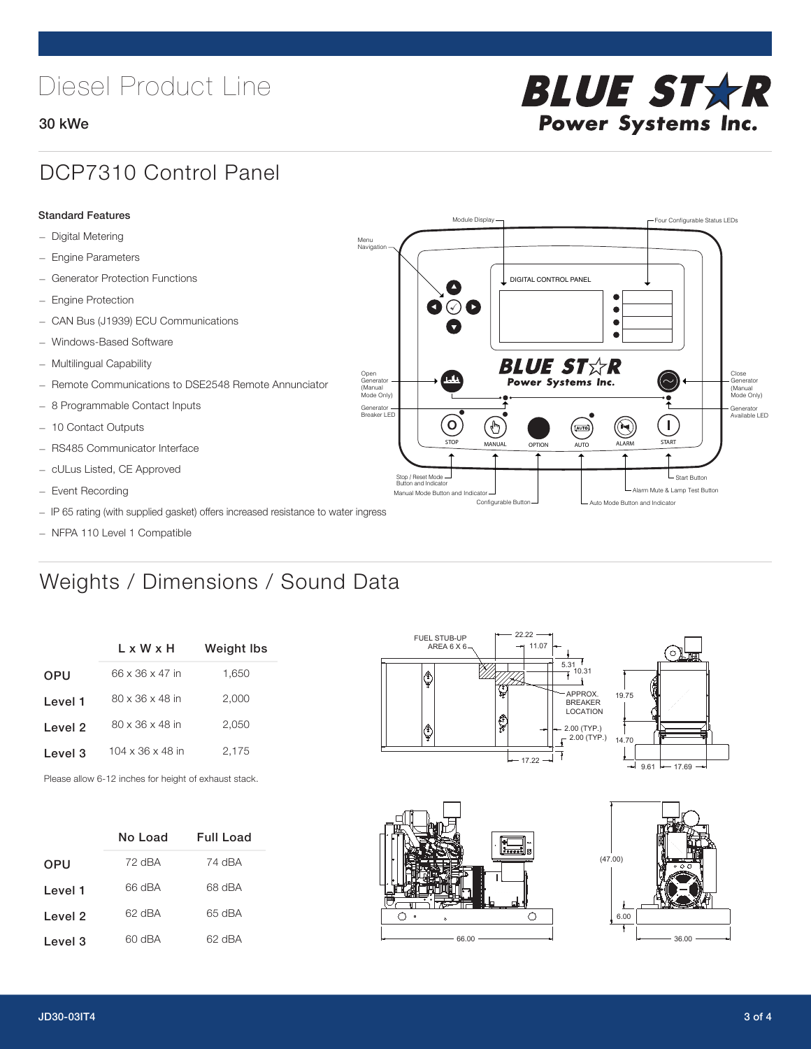# Diesel Product Line

**30 kWe**

## DCP7310 Control Panel

**Standard Features**

- Digital Metering
- Engine Parameters
- Generator Protection Functions
- Engine Protection
- CAN Bus (J1939) ECU Communications
- Windows-Based Software
- Multilingual Capability
- Remote Communications to DSE2548 Remote Annunciator
- 8 Programmable Contact Inputs
- 10 Contact Outputs
- RS485 Communicator Interface
- cULus Listed, CE Approved
- Event Recording
- IP 65 rating (with supplied gasket) offers increased resistance to water ingress
- NFPA 110 Level 1 Compatible

## Weights / Dimensions / Sound Data

| | L x W x H | Weight lbs |
|---|---|---|
| OPU | 66 x 36 x 47 in | 1,650 |
| Level 1 | 80 x 36 x 48 in | 2,000 |
| Level 2 | 80 x 36 x 48 in | 2,050 |
| Level 3 | 104 x 36 x 48 in | 2,175 |

Please allow 6-12 inches for height of exhaust stack.

| | No Load | Full Load |
|---|---|---|
| OPU | 72 dBA | 74 dBA |
| Level 1 | 66 dBA | 68 dBA |
| Level 2 | 62 dBA | 65 dBA |
| Level 3 | 60 dBA | 62 dBA |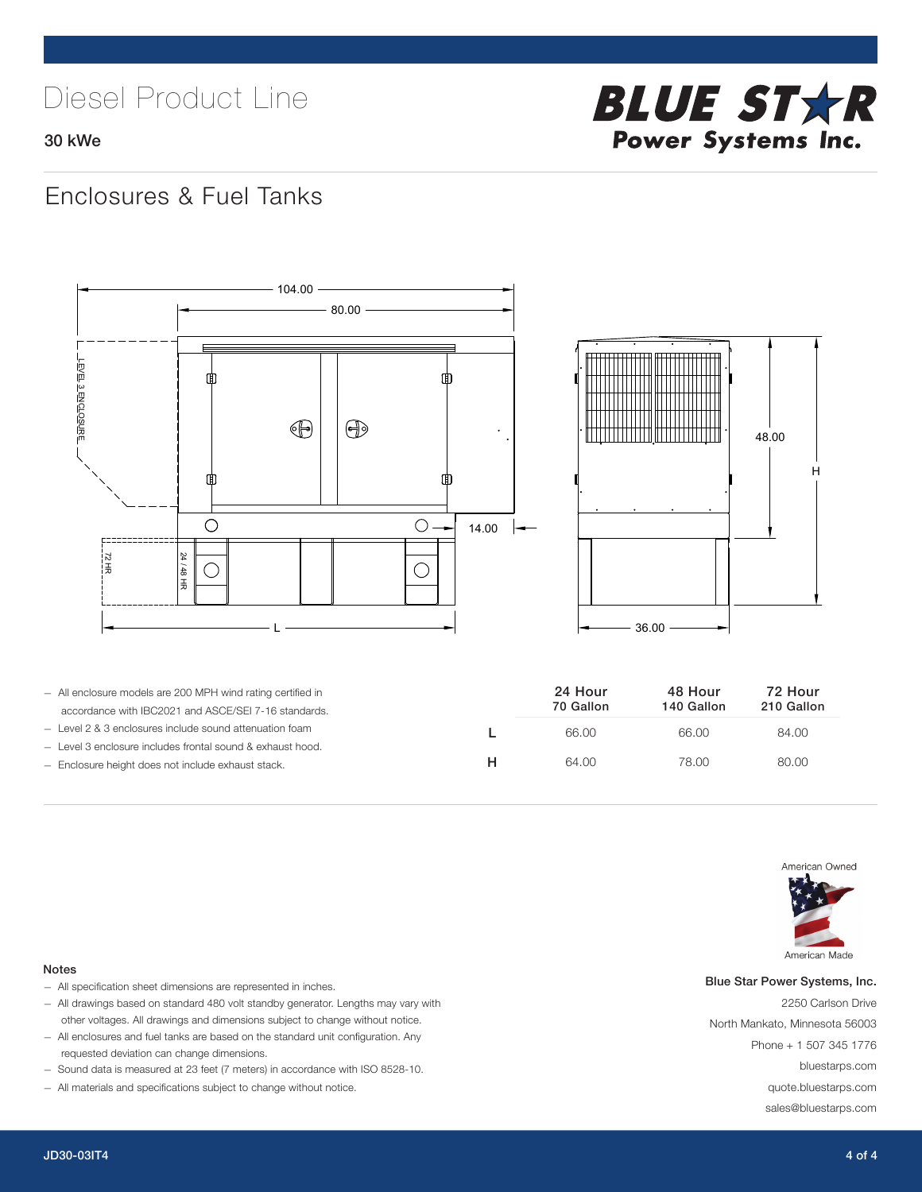# Diesel Product Line

30 kWe

**BLUE STAR Power Systems Inc.**

## Enclosures & Fuel Tanks

104.00
80.00
LEVEL 3 ENCLOSURE
14.00
72 HR
24 / 48 HR
L
48.00
H
36.00

- All enclosure models are 200 MPH wind rating certified in accordance with IBC2021 and ASCE/SEI 7-16 standards.
- Level 2 & 3 enclosures include sound attenuation foam
- Level 3 enclosure includes frontal sound & exhaust hood.
- Enclosure height does not include exhaust stack.

| | 24 Hour 70 Gallon | 48 Hour 140 Gallon | 72 Hour 210 Gallon |
|---|---|---|---|
| **L** | 66.00 | 66.00 | 84.00 |
| **H** | 64.00 | 78.00 | 80.00 |

American Owned
American Made

### Notes

- All specification sheet dimensions are represented in inches.
- All drawings based on standard 480 volt standby generator. Lengths may vary with other voltages. All drawings and dimensions subject to change without notice.
- All enclosures and fuel tanks are based on the standard unit configuration. Any requested deviation can change dimensions.
- Sound data is measured at 23 feet (7 meters) in accordance with ISO 8528-10.
- All materials and specifications subject to change without notice.

**Blue Star Power Systems, Inc.**
2250 Carlson Drive
North Mankato, Minnesota 56003
Phone + 1 507 345 1776
bluestarps.com
quote.bluestarps.com
sales@bluestarps.com

JD30-03IT4